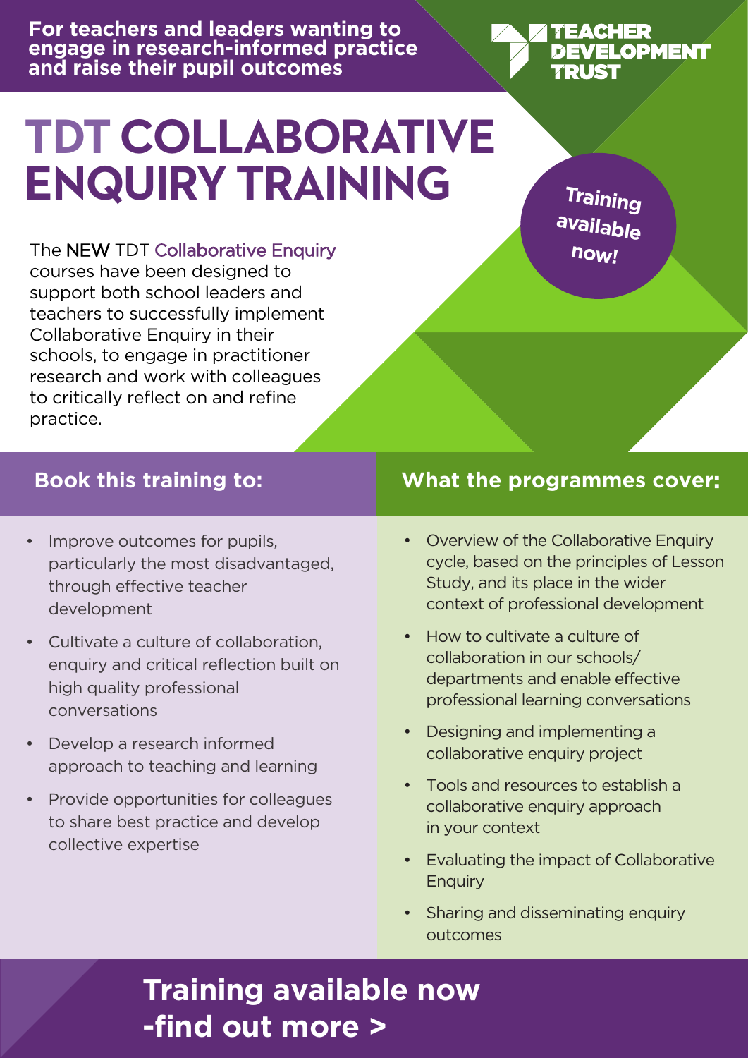**For teachers and leaders wanting to engage in research-informed practice and raise their pupil outcomes**

TEACHER DEVELOPMENT TRUST

# TDT COLLABORATIVE ENQUIRY TRAINING

**Training available now!**

The NEW TDT Collaborative Enquiry courses have been designed to support both school leaders and teachers to successfully implement Collaborative Enquiry in their schools, to engage in practitioner research and work with colleagues to critically reflect on and refine practice.

## Book this training to:

- Improve outcomes for pupils, particularly the most disadvantaged, through effective teacher development
- Cultivate a culture of collaboration, enquiry and critical reflection built on high quality professional conversations
- Develop a research informed approach to teaching and learning
- Provide opportunities for colleagues to share best practice and develop collective expertise

## What the programmes cover:

- Overview of the Collaborative Enquiry cycle, based on the principles of Lesson Study, and its place in the wider context of professional development
- How to cultivate a culture of collaboration in our schools/ departments and enable effective professional learning conversations
- Designing and implementing a collaborative enquiry project
- Tools and resources to establish a collaborative enquiry approach in your context
- Evaluating the impact of Collaborative Enquiry
- Sharing and disseminating enquiry outcomes

**Training available now -find out more >**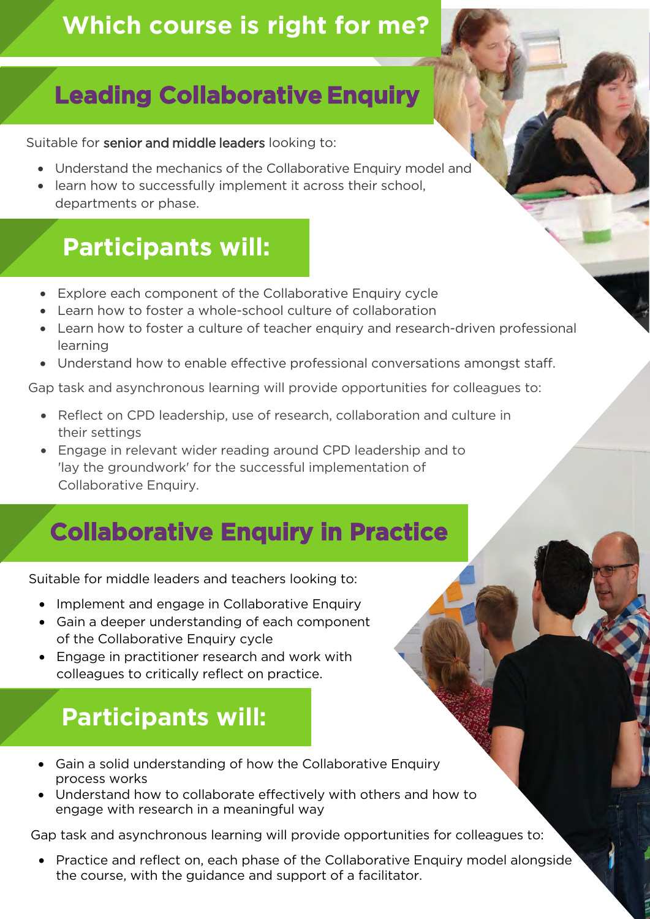# Which course is right for me?

## Leading Collaborative Enquiry

Suitable for senior and middle leaders looking to:

- Understand the mechanics of the Collaborative Enquiry model and
- learn how to successfully implement it across their school, departments or phase.

### Participants will:

- Explore each component of the Collaborative Enquiry cycle
- Learn how to foster a whole-school culture of collaboration
- Learn how to foster a culture of teacher enquiry and research-driven professional learning
- Understand how to enable effective professional conversations amongst staff.

Gap task and asynchronous learning will provide opportunities for colleagues to:

- Reflect on CPD leadership, use of research, collaboration and culture in their settings
- Engage in relevant wider reading around CPD leadership and to 'lay the groundwork' for the successful implementation of Collaborative Enquiry.

## Collaborative Enquiry in Practice

Suitable for middle leaders and teachers looking to:

- Implement and engage in Collaborative Enquiry
- Gain a deeper understanding of each component of the Collaborative Enquiry cycle
- Engage in practitioner research and work with colleagues to critically reflect on practice.

### Participants will:

- Gain a solid understanding of how the Collaborative Enquiry process works
- Understand how to collaborate effectively with others and how to engage with research in a meaningful way

Gap task and asynchronous learning will provide opportunities for colleagues to:

- Practice and reflect on, each phase of the Collaborative Enquiry model alongside the course, with the guidance and support of a facilitator.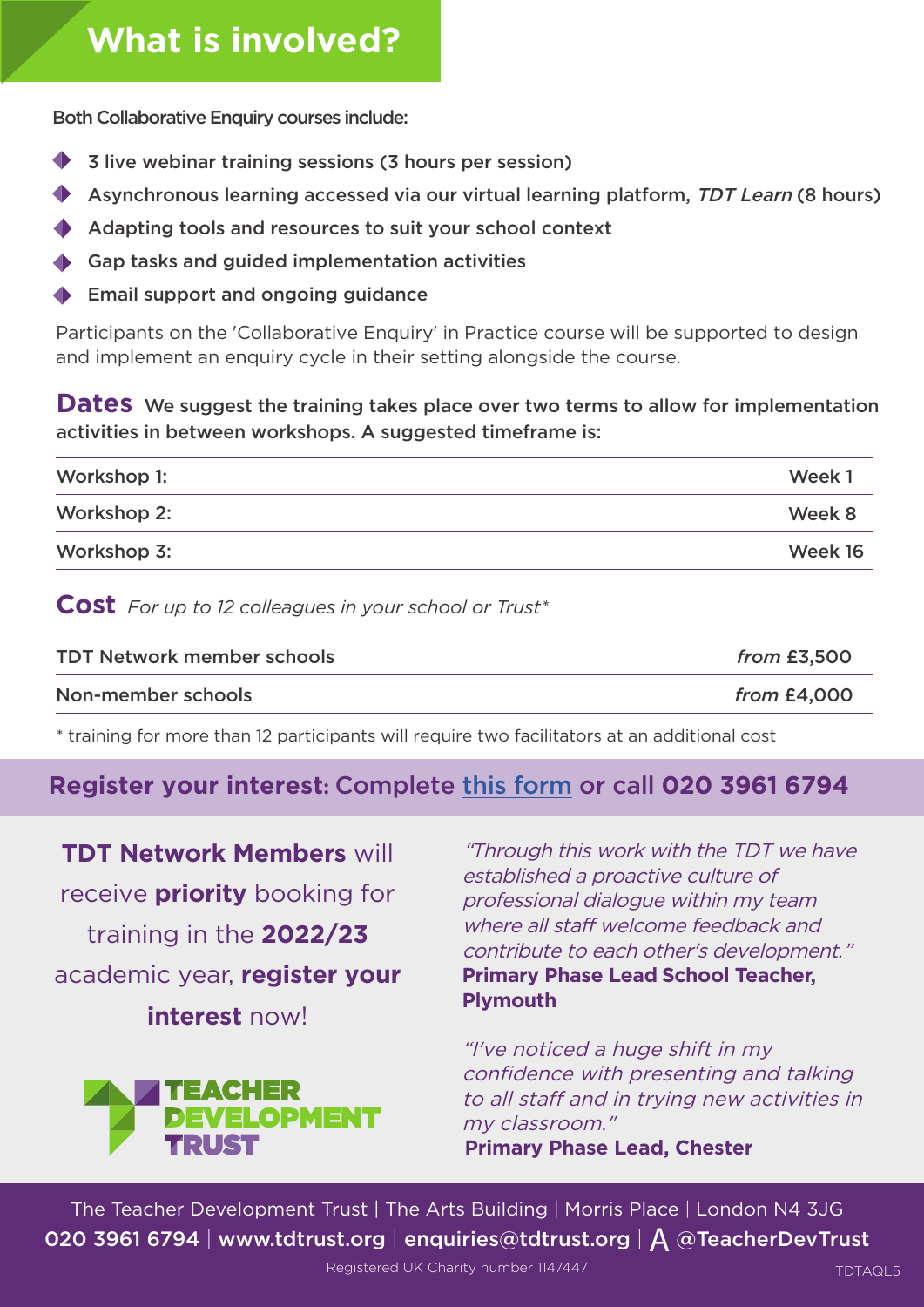# What is involved?

Both Collaborative Enquiry courses include:

- 3 live webinar training sessions (3 hours per session)
- Asynchronous learning accessed via our virtual learning platform, *TDT Learn* (8 hours)
- Adapting tools and resources to suit your school context
- Gap tasks and guided implementation activities
- Email support and ongoing guidance

Participants on the 'Collaborative Enquiry' in Practice course will be supported to design and implement an enquiry cycle in their setting alongside the course.

## Dates

We suggest the training takes place over two terms to allow for implementation activities in between workshops. A suggested timeframe is:

| | |
|---|---|
| Workshop 1: | Week 1 |
| Workshop 2: | Week 8 |
| Workshop 3: | Week 16 |

## Cost

*For up to 12 colleagues in your school or Trust**

| | |
|---|---|
| TDT Network member schools | *from* £3,500 |
| Non-member schools | *from* £4,000 |

* training for more than 12 participants will require two facilitators at an additional cost

**Register your interest:** Complete this form or call **020 3961 6794**

**TDT Network Members** will receive **priority** booking for training in the **2022/23** academic year, **register your interest** now!

TEACHER DEVELOPMENT TRUST

*"Through this work with the TDT we have established a proactive culture of professional dialogue within my team where all staff welcome feedback and contribute to each other's development."*
**Primary Phase Lead School Teacher, Plymouth**

*"I've noticed a huge shift in my confidence with presenting and talking to all staff and in trying new activities in my classroom."*
**Primary Phase Lead, Chester**

The Teacher Development Trust | The Arts Building | Morris Place | London N4 3JG
020 3961 6794 | www.tdtrust.org | enquiries@tdtrust.org | @TeacherDevTrust
Registered UK Charity number 1147447

TDTAQL5